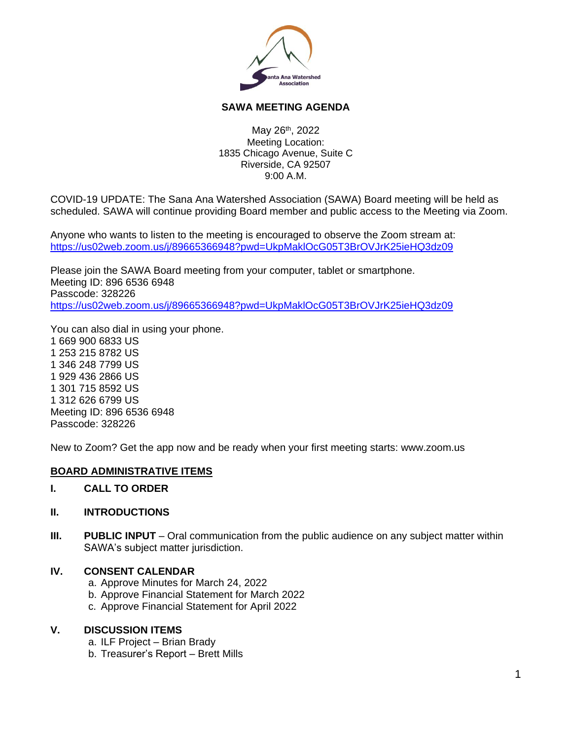# SAWA MEETING AGENDA

May 26th, 2022
Meeting Location:
1835 Chicago Avenue, Suite C
Riverside, CA 92507
9:00 A.M.

COVID-19 UPDATE: The Sana Ana Watershed Association (SAWA) Board meeting will be held as scheduled. SAWA will continue providing Board member and public access to the Meeting via Zoom.

Anyone who wants to listen to the meeting is encouraged to observe the Zoom stream at: https://us02web.zoom.us/j/89665366948?pwd=UkpMaklOcG05T3BrOVJrK25ieHQ3dz09

Please join the SAWA Board meeting from your computer, tablet or smartphone.
Meeting ID: 896 6536 6948
Passcode: 328226
https://us02web.zoom.us/j/89665366948?pwd=UkpMaklOcG05T3BrOVJrK25ieHQ3dz09

You can also dial in using your phone.
1 669 900 6833 US
1 253 215 8782 US
1 346 248 7799 US
1 929 436 2866 US
1 301 715 8592 US
1 312 626 6799 US
Meeting ID: 896 6536 6948
Passcode: 328226

New to Zoom? Get the app now and be ready when your first meeting starts: www.zoom.us

## BOARD ADMINISTRATIVE ITEMS

**I. CALL TO ORDER**

**II. INTRODUCTIONS**

**III. PUBLIC INPUT** – Oral communication from the public audience on any subject matter within SAWA's subject matter jurisdiction.

**IV. CONSENT CALENDAR**

a. Approve Minutes for March 24, 2022
b. Approve Financial Statement for March 2022
c. Approve Financial Statement for April 2022

**V. DISCUSSION ITEMS**

a. ILF Project – Brian Brady
b. Treasurer's Report – Brett Mills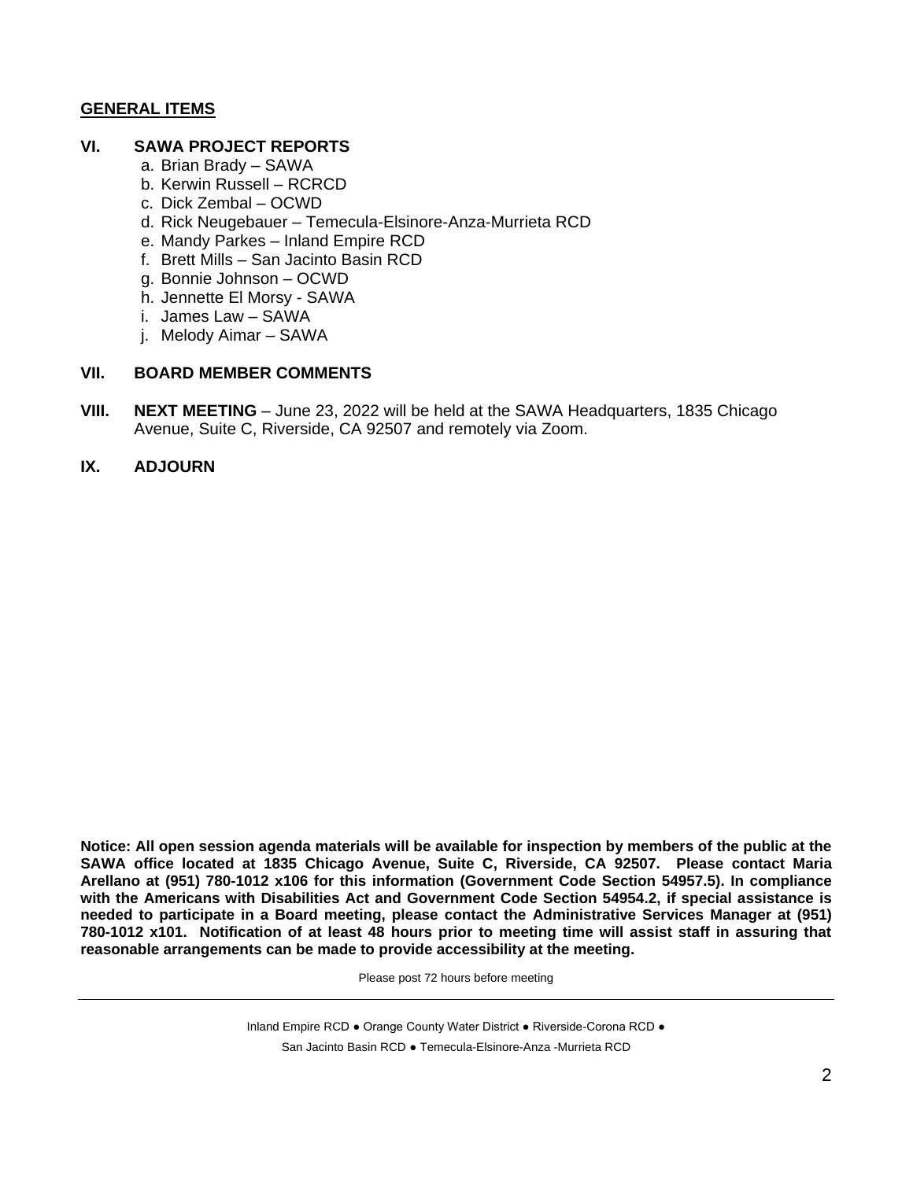## GENERAL ITEMS

**VI. SAWA PROJECT REPORTS**

a. Brian Brady – SAWA
b. Kerwin Russell – RCRCD
c. Dick Zembal – OCWD
d. Rick Neugebauer – Temecula-Elsinore-Anza-Murrieta RCD
e. Mandy Parkes – Inland Empire RCD
f. Brett Mills – San Jacinto Basin RCD
g. Bonnie Johnson – OCWD
h. Jennette El Morsy - SAWA
i. James Law – SAWA
j. Melody Aimar – SAWA

**VII. BOARD MEMBER COMMENTS**

**VIII. NEXT MEETING** – June 23, 2022 will be held at the SAWA Headquarters, 1835 Chicago Avenue, Suite C, Riverside, CA 92507 and remotely via Zoom.

**IX. ADJOURN**

**Notice: All open session agenda materials will be available for inspection by members of the public at the SAWA office located at 1835 Chicago Avenue, Suite C, Riverside, CA 92507. Please contact Maria Arellano at (951) 780-1012 x106 for this information (Government Code Section 54957.5). In compliance with the Americans with Disabilities Act and Government Code Section 54954.2, if special assistance is needed to participate in a Board meeting, please contact the Administrative Services Manager at (951) 780-1012 x101. Notification of at least 48 hours prior to meeting time will assist staff in assuring that reasonable arrangements can be made to provide accessibility at the meeting.**

Please post 72 hours before meeting

Inland Empire RCD ● Orange County Water District ● Riverside-Corona RCD ●
San Jacinto Basin RCD ● Temecula-Elsinore-Anza -Murrieta RCD